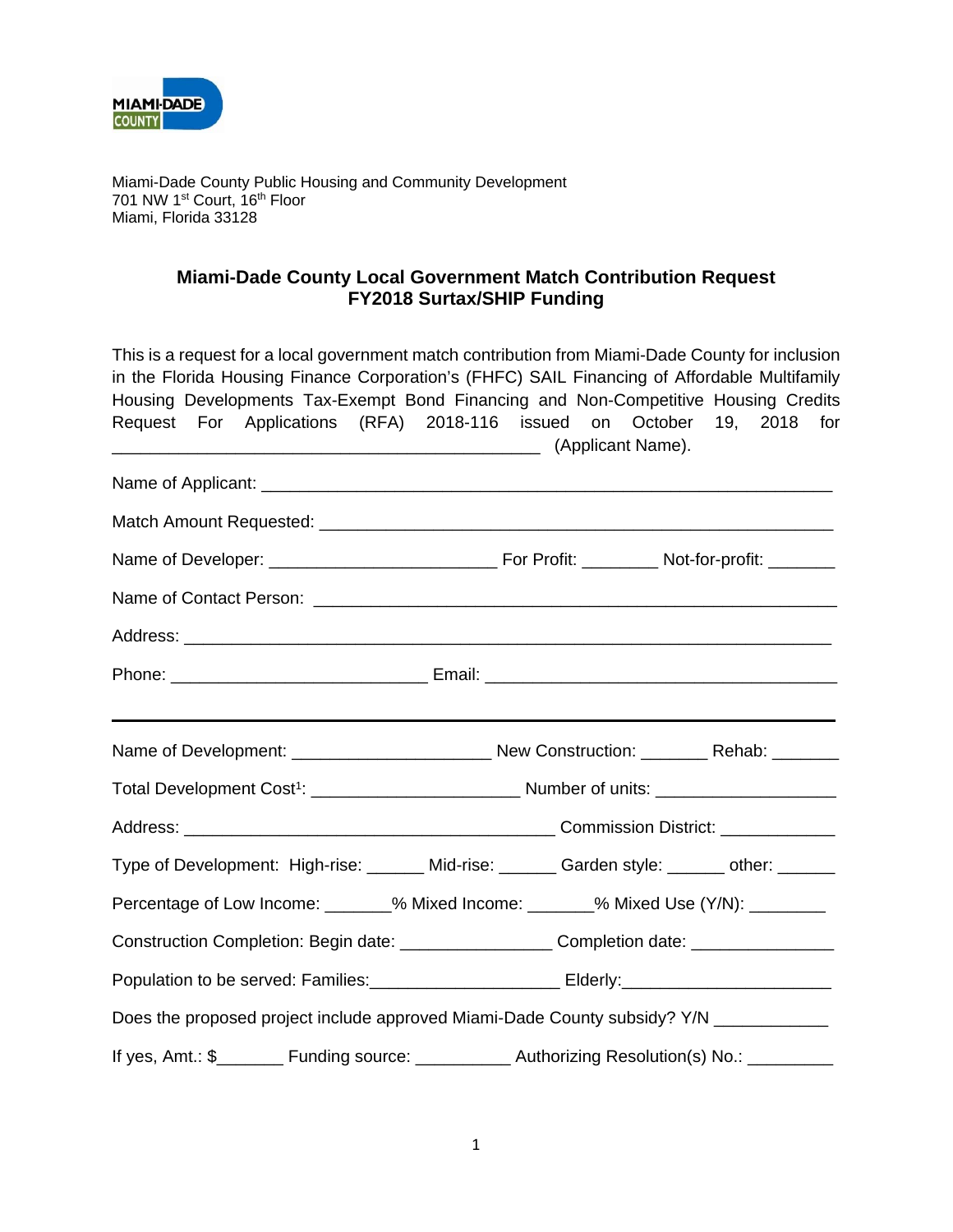Miami-Dade County Public Housing and Community Development
701 NW 1st Court, 16th Floor
Miami, Florida 33128

## Miami-Dade County Local Government Match Contribution Request
## FY2018 Surtax/SHIP Funding

This is a request for a local government match contribution from Miami-Dade County for inclusion in the Florida Housing Finance Corporation's (FHFC) SAIL Financing of Affordable Multifamily Housing Developments Tax-Exempt Bond Financing and Non-Competitive Housing Credits Request For Applications (RFA) 2018-116 issued on October 19, 2018 for _____________________________________________ (Applicant Name).

Name of Applicant: ____________________________________________________________

Match Amount Requested: ______________________________________________________

Name of Developer: ________________________ For Profit: ________ Not-for-profit: _______

Name of Contact Person: _______________________________________________________

Address: _____________________________________________________________________

Phone: __________________________ Email: ____________________________________

---

Name of Development: _____________________ New Construction: _______ Rehab: _______

Total Development Cost[1]: ______________________ Number of units: __________________

Address: _______________________________________ Commission District: ____________

Type of Development: High-rise: ______ Mid-rise: ______ Garden style: ______ other: ______

Percentage of Low Income: _______% Mixed Income: _______% Mixed Use (Y/N): ________

Construction Completion: Begin date: ________________ Completion date: _______________

Population to be served: Families:____________________ Elderly:______________________

Does the proposed project include approved Miami-Dade County subsidy? Y/N ____________

If yes, Amt.: $_______ Funding source: __________ Authorizing Resolution(s) No.: _________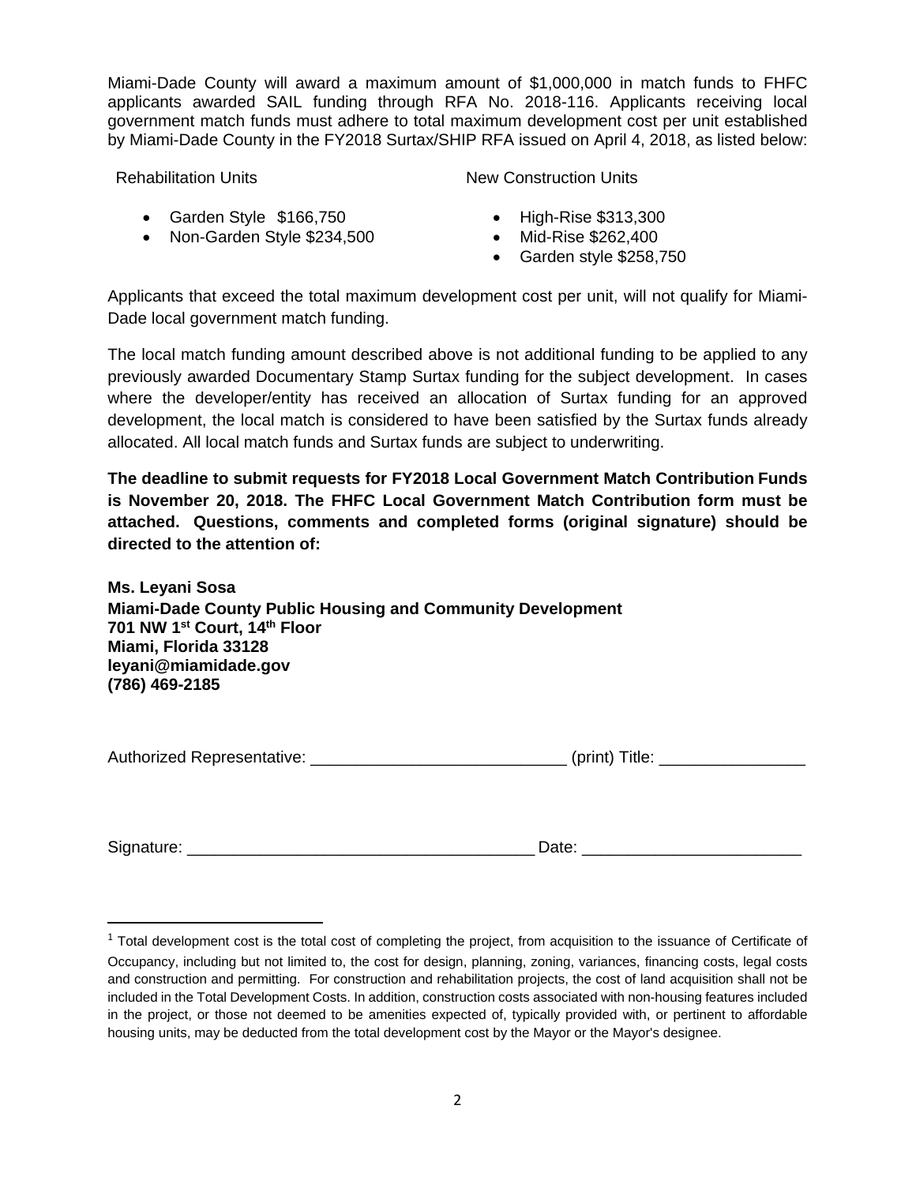Miami-Dade County will award a maximum amount of $1,000,000 in match funds to FHFC applicants awarded SAIL funding through RFA No. 2018-116. Applicants receiving local government match funds must adhere to total maximum development cost per unit established by Miami-Dade County in the FY2018 Surtax/SHIP RFA issued on April 4, 2018, as listed below:

Rehabilitation Units

- Garden Style $166,750
- Non-Garden Style $234,500

New Construction Units

- High-Rise $313,300
- Mid-Rise $262,400
- Garden style $258,750

Applicants that exceed the total maximum development cost per unit, will not qualify for Miami-Dade local government match funding.

The local match funding amount described above is not additional funding to be applied to any previously awarded Documentary Stamp Surtax funding for the subject development. In cases where the developer/entity has received an allocation of Surtax funding for an approved development, the local match is considered to have been satisfied by the Surtax funds already allocated. All local match funds and Surtax funds are subject to underwriting.

**The deadline to submit requests for FY2018 Local Government Match Contribution Funds is November 20, 2018. The FHFC Local Government Match Contribution form must be attached. Questions, comments and completed forms (original signature) should be directed to the attention of:**

**Ms. Leyani Sosa**
**Miami-Dade County Public Housing and Community Development**
**701 NW 1st Court, 14th Floor**
**Miami, Florida 33128**
**leyani@miamidade.gov**
**(786) 469-2185**

Authorized Representative: ____________________________ (print) Title: ________________

Signature: _____________________________________ Date: ________________________

[1] Total development cost is the total cost of completing the project, from acquisition to the issuance of Certificate of Occupancy, including but not limited to, the cost for design, planning, zoning, variances, financing costs, legal costs and construction and permitting. For construction and rehabilitation projects, the cost of land acquisition shall not be included in the Total Development Costs. In addition, construction costs associated with non-housing features included in the project, or those not deemed to be amenities expected of, typically provided with, or pertinent to affordable housing units, may be deducted from the total development cost by the Mayor or the Mayor's designee.